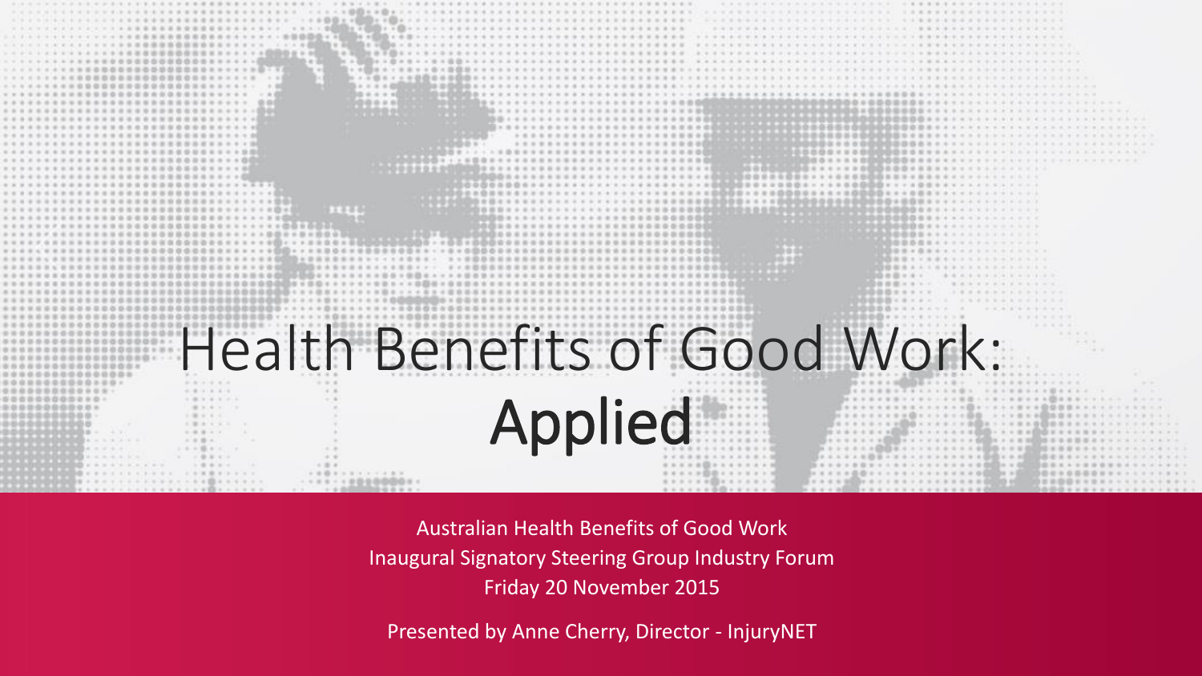# Health Benefits of Good Work: **Applied**

Australian Health Benefits of Good Work
Inaugural Signatory Steering Group Industry Forum
Friday 20 November 2015

Presented by Anne Cherry, Director - InjuryNET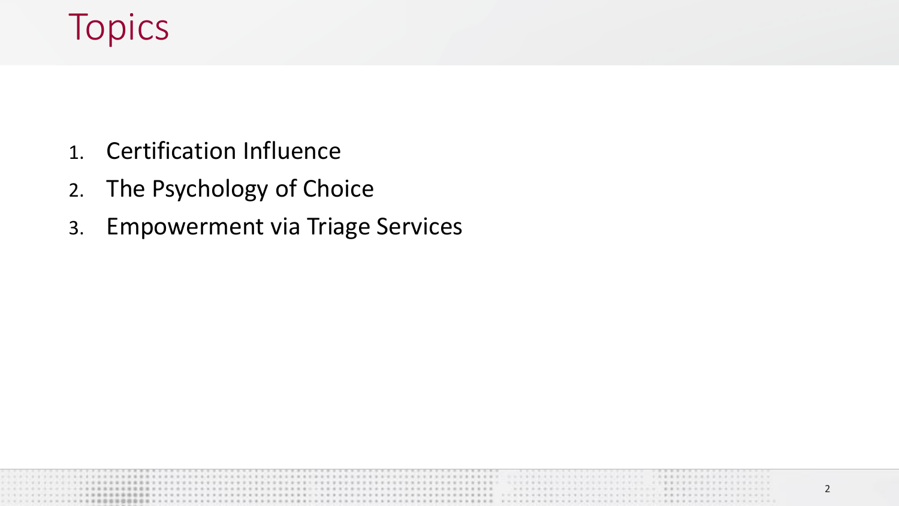# Topics

1. Certification Influence
2. The Psychology of Choice
3. Empowerment via Triage Services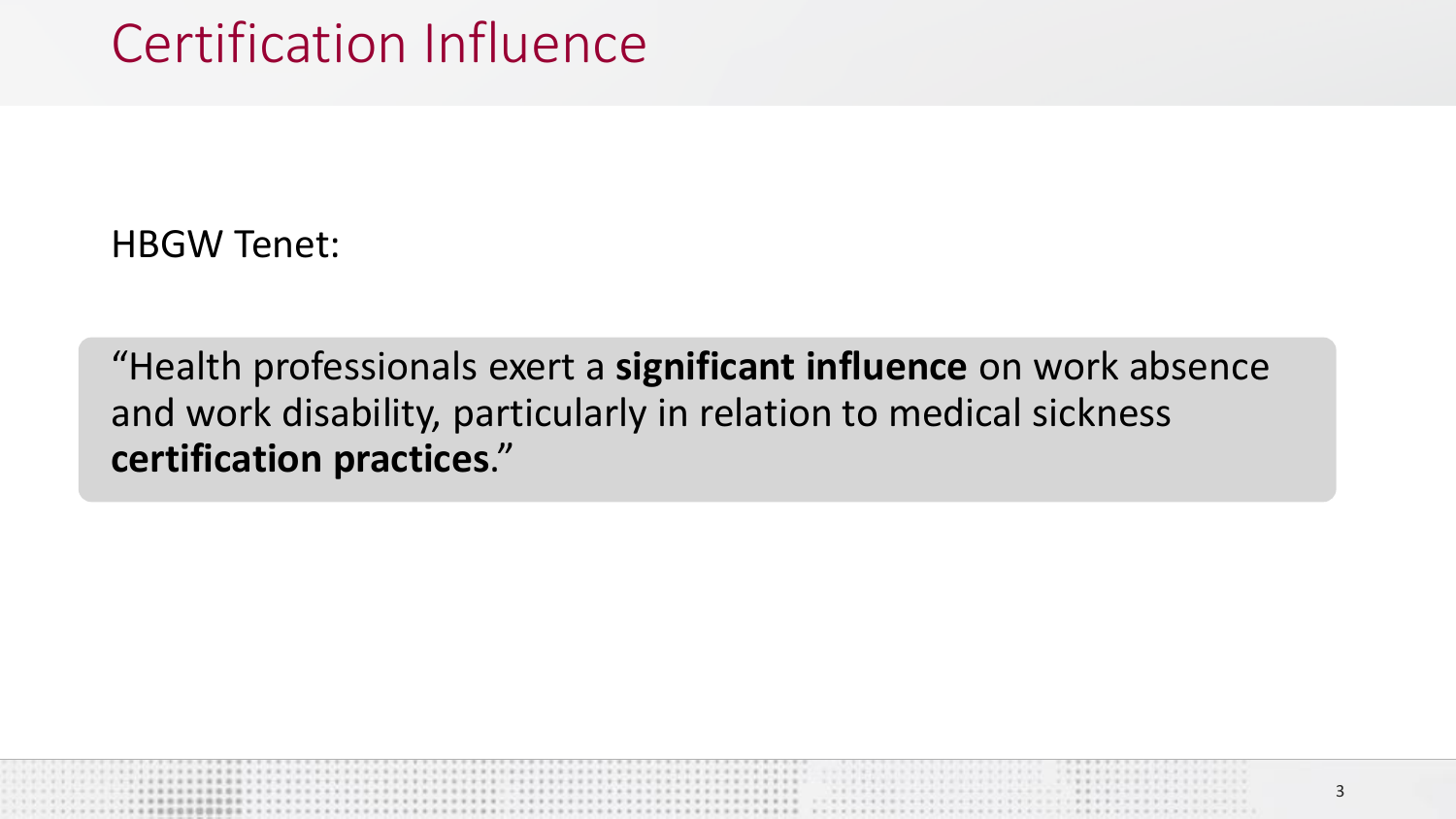# Certification Influence

HBGW Tenet:

> "Health professionals exert a **significant influence** on work absence and work disability, particularly in relation to medical sickness **certification practices**."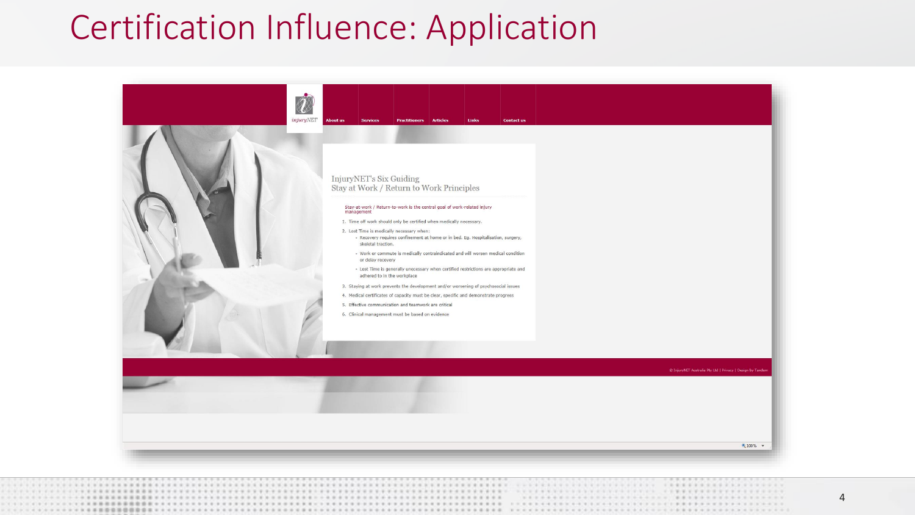# Certification Influence: Application

injuryNET

About us | Services | Practitioners | Articles | Links | Contact us

## InjuryNET's Six Guiding Stay at Work / Return to Work Principles

Stay-at-work / Return-to-work is the central goal of work-related injury management

1. Time off work should only be certified when medically necessary.
2. Lost Time is medically necessary when:
   - Recovery requires confinement at home or in bed. Eg. Hospitalisation, surgery, skeletal traction.
   - Work or commute is medically contraindicated and will worsen medical condition or delay recovery
   - Lost Time is generally unnecessary when certified restrictions are appropriate and adhered to in the workplace
3. Staying at work prevents the development and/or worsening of psychosocial issues
4. Medical certificates of capacity must be clear, specific and demonstrate progress
5. Effective communication and teamwork are critical
6. Clinical management must be based on evidence

© InjuryNET Australia Pty Ltd | Privacy | Design by Tandem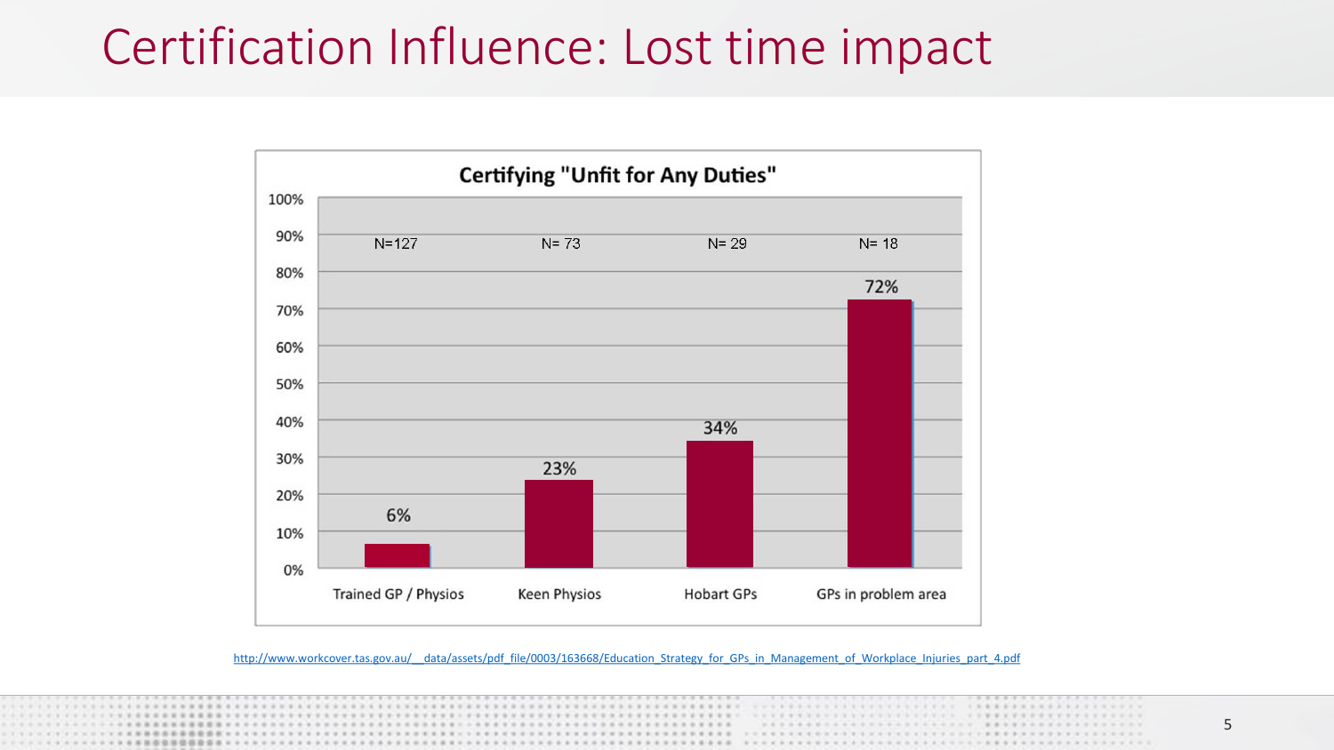# Certification Influence: Lost time impact

**Certifying "Unfit for Any Duties"**

| | Trained GP / Physios | Keen Physios | Hobart GPs | GPs in problem area |
|---|---|---|---|---|
| N | N=127 | N= 73 | N= 29 | N= 18 |
| % | 6% | 23% | 34% | 72% |

http://www.workcover.tas.gov.au/__data/assets/pdf_file/0003/163668/Education_Strategy_for_GPs_in_Management_of_Workplace_Injuries_part_4.pdf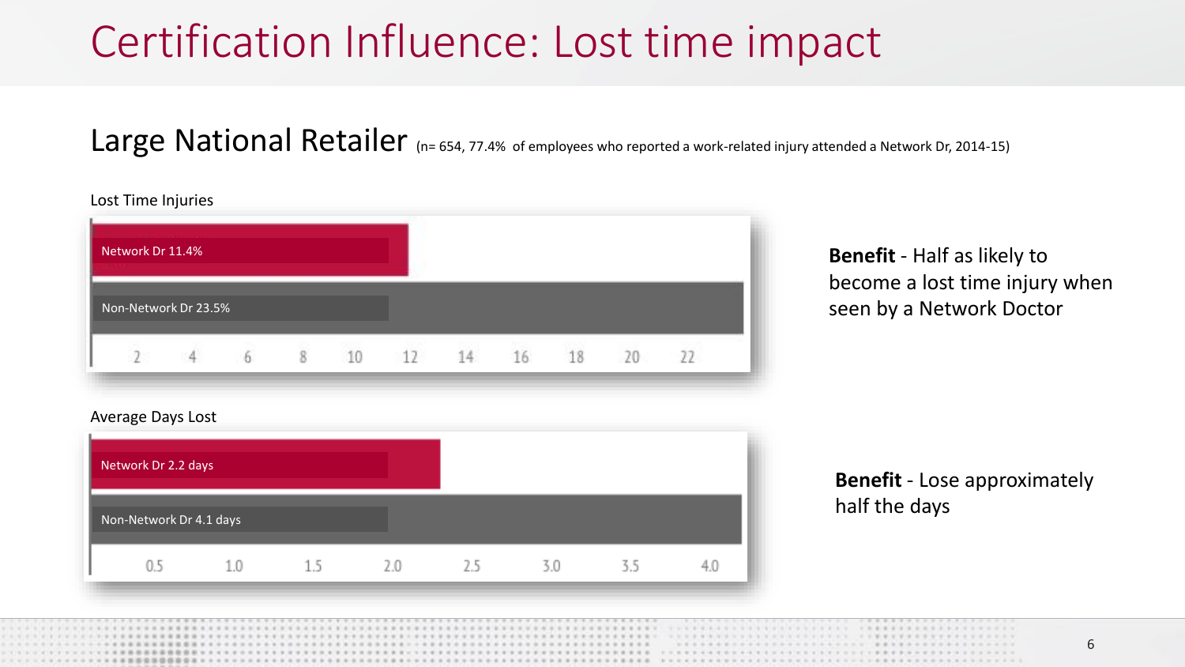# Certification Influence: Lost time impact

## Large National Retailer (n= 654, 77.4% of employees who reported a work-related injury attended a Network Dr, 2014-15)

Lost Time Injuries

- Network Dr 11.4%
- Non-Network Dr 23.5%

2 4 6 8 10 12 14 16 18 20 22

**Benefit** - Half as likely to become a lost time injury when seen by a Network Doctor

Average Days Lost

- Network Dr 2.2 days
- Non-Network Dr 4.1 days

0.5 1.0 1.5 2.0 2.5 3.0 3.5 4.0

**Benefit** - Lose approximately half the days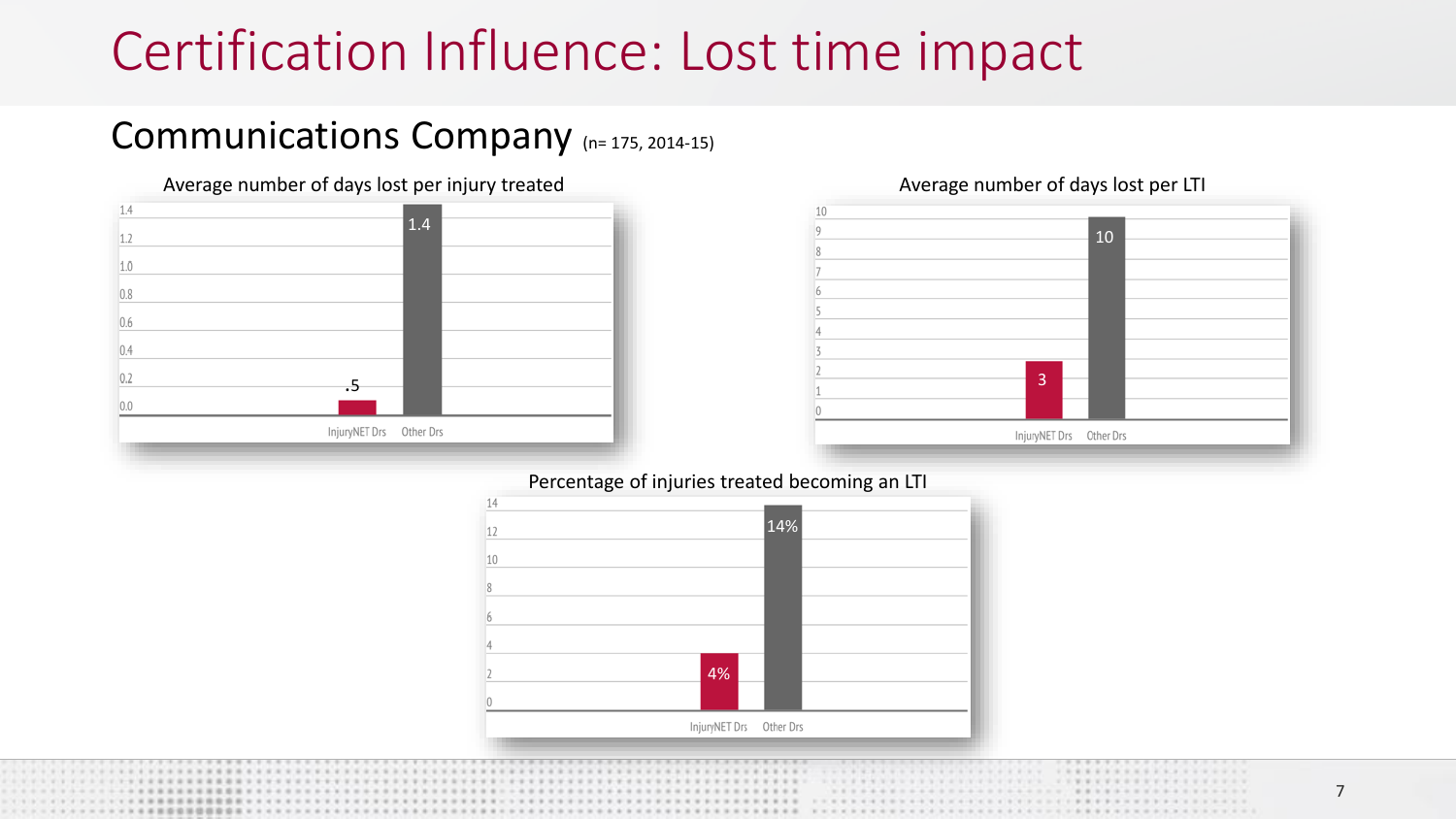# Certification Influence: Lost time impact

## Communications Company (n= 175, 2014-15)

**Average number of days lost per injury treated**

| | InjuryNET Drs | Other Drs |
|---|---|---|
| Days lost per injury treated | .5 | 1.4 |

**Average number of days lost per LTI**

| | InjuryNET Drs | Other Drs |
|---|---|---|
| Days lost per LTI | 3 | 10 |

**Percentage of injuries treated becoming an LTI**

| | InjuryNET Drs | Other Drs |
|---|---|---|
| Injuries treated becoming an LTI | 4% | 14% |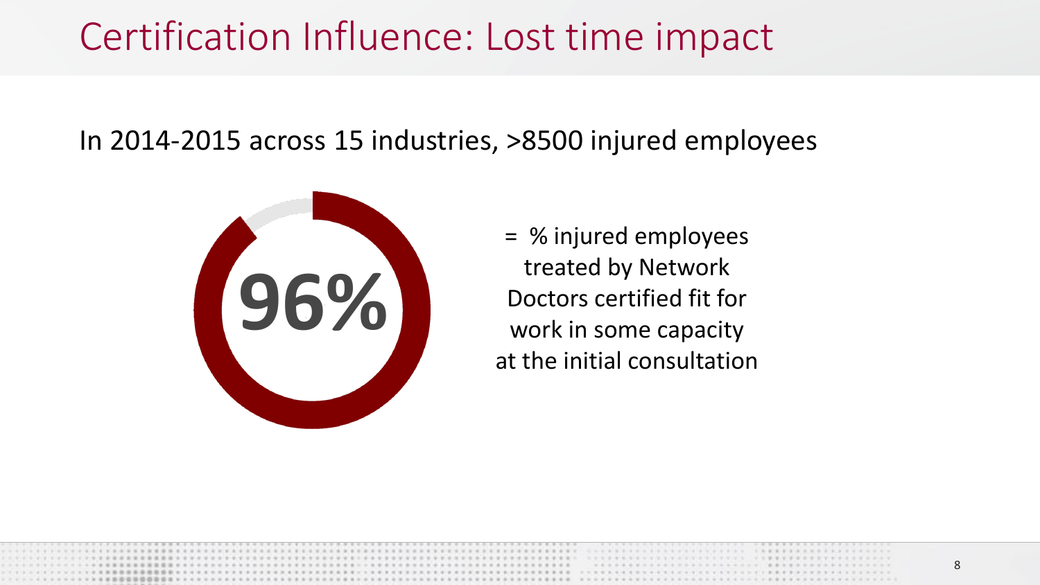# Certification Influence: Lost time impact

In 2014-2015 across 15 industries, >8500 injured employees

**96%**

= % injured employees treated by Network Doctors certified fit for work in some capacity at the initial consultation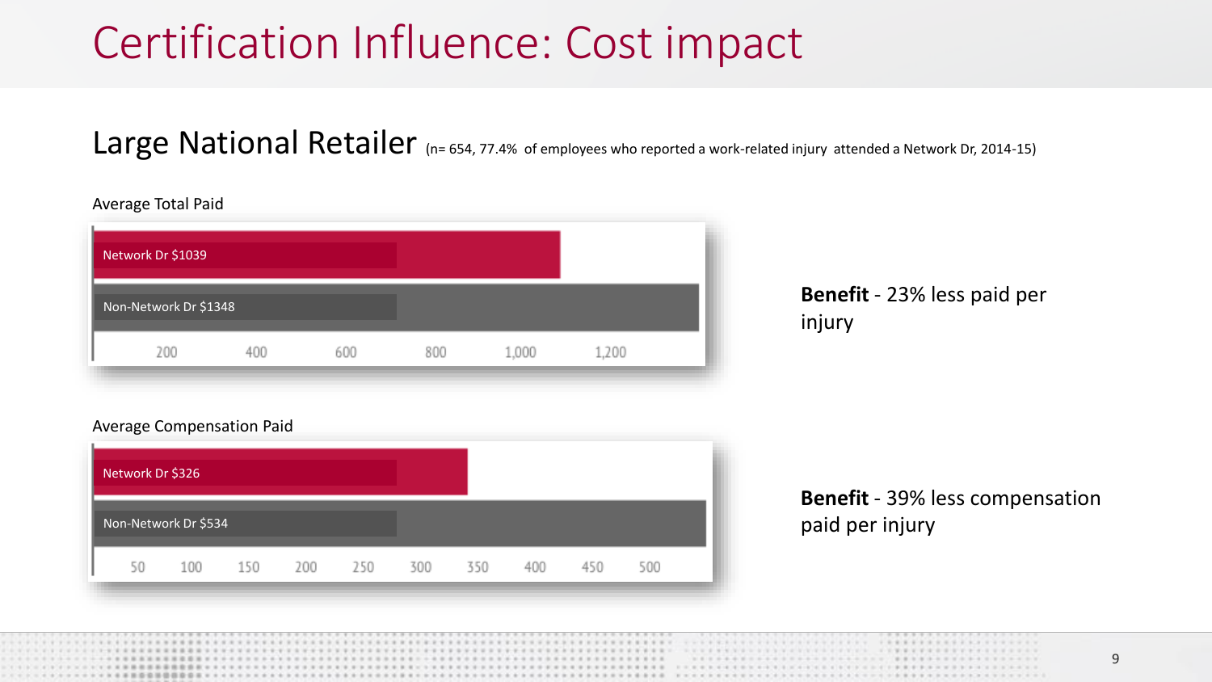# Certification Influence: Cost impact

## Large National Retailer (n= 654, 77.4% of employees who reported a work-related injury attended a Network Dr, 2014-15)

Average Total Paid

- Network Dr $1039
- Non-Network Dr $1348

**Benefit** - 23% less paid per injury

Average Compensation Paid

- Network Dr $326
- Non-Network Dr $534

**Benefit** - 39% less compensation paid per injury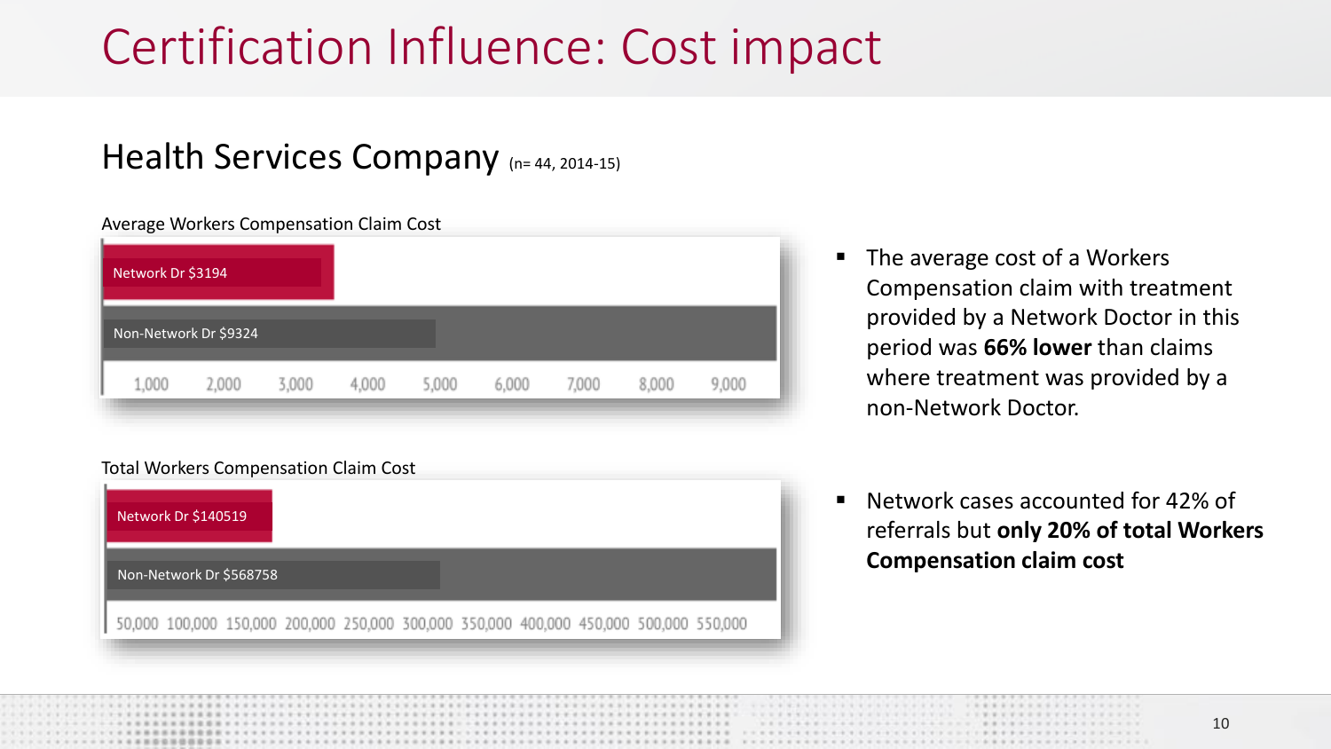# Certification Influence: Cost impact

## Health Services Company (n= 44, 2014-15)

Average Workers Compensation Claim Cost

- Network Dr $3194
- Non-Network Dr $9324

1,000 2,000 3,000 4,000 5,000 6,000 7,000 8,000 9,000

Total Workers Compensation Claim Cost

- Network Dr $140519
- Non-Network Dr $568758

50,000 100,000 150,000 200,000 250,000 300,000 350,000 400,000 450,000 500,000 550,000

- The average cost of a Workers Compensation claim with treatment provided by a Network Doctor in this period was **66% lower** than claims where treatment was provided by a non-Network Doctor.
- Network cases accounted for 42% of referrals but **only 20% of total Workers Compensation claim cost**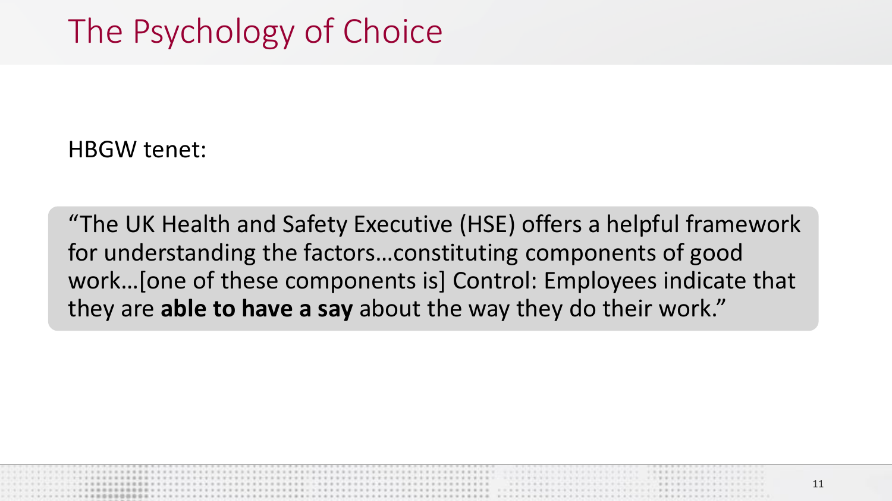# The Psychology of Choice

HBGW tenet:

> "The UK Health and Safety Executive (HSE) offers a helpful framework for understanding the factors…constituting components of good work…[one of these components is] Control: Employees indicate that they are **able to have a say** about the way they do their work."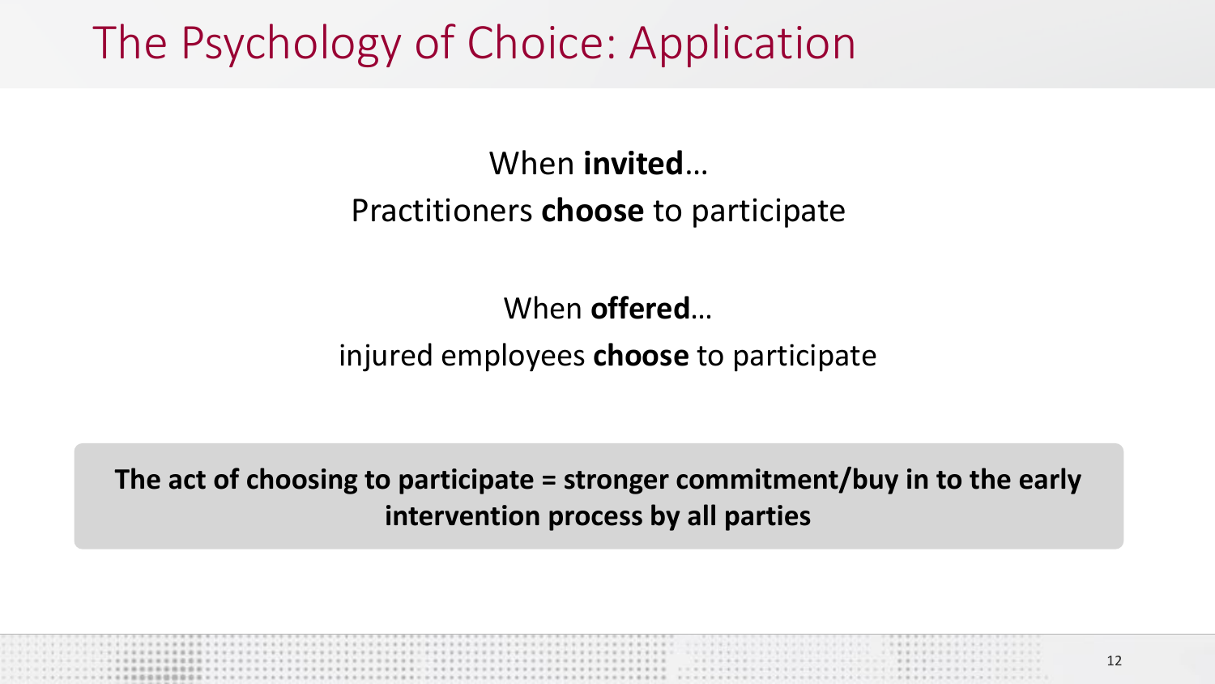# The Psychology of Choice: Application

When **invited**…

Practitioners **choose** to participate

When **offered**…

injured employees **choose** to participate

**The act of choosing to participate = stronger commitment/buy in to the early intervention process by all parties**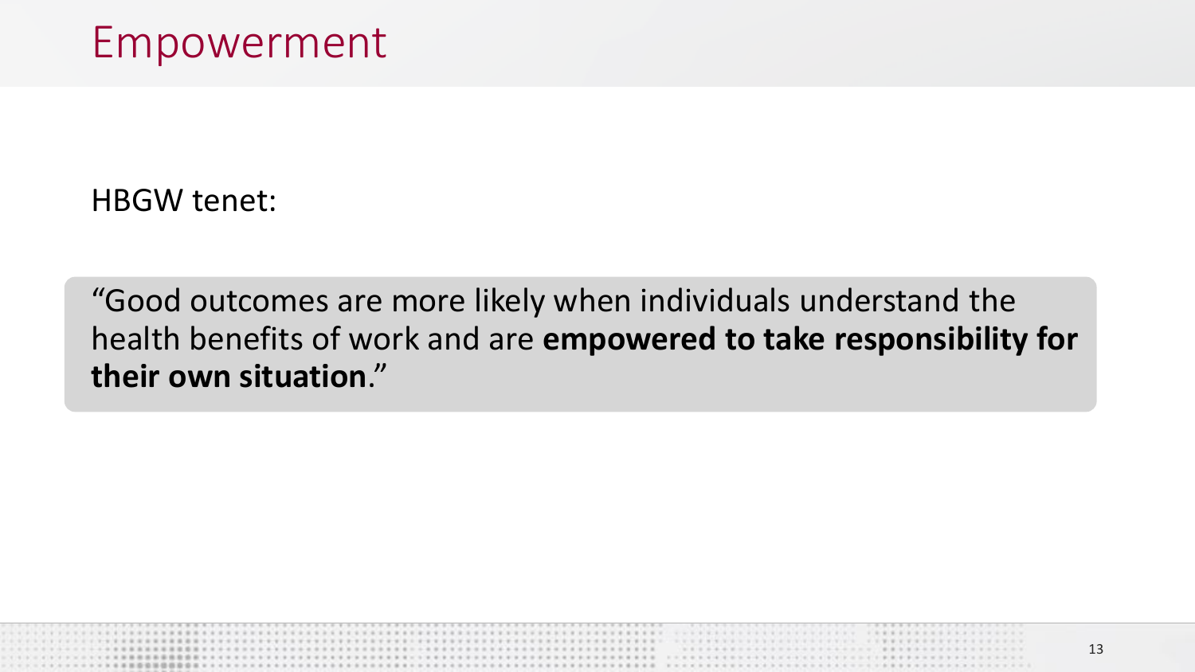# Empowerment

HBGW tenet:

> "Good outcomes are more likely when individuals understand the health benefits of work and are **empowered to take responsibility for their own situation**."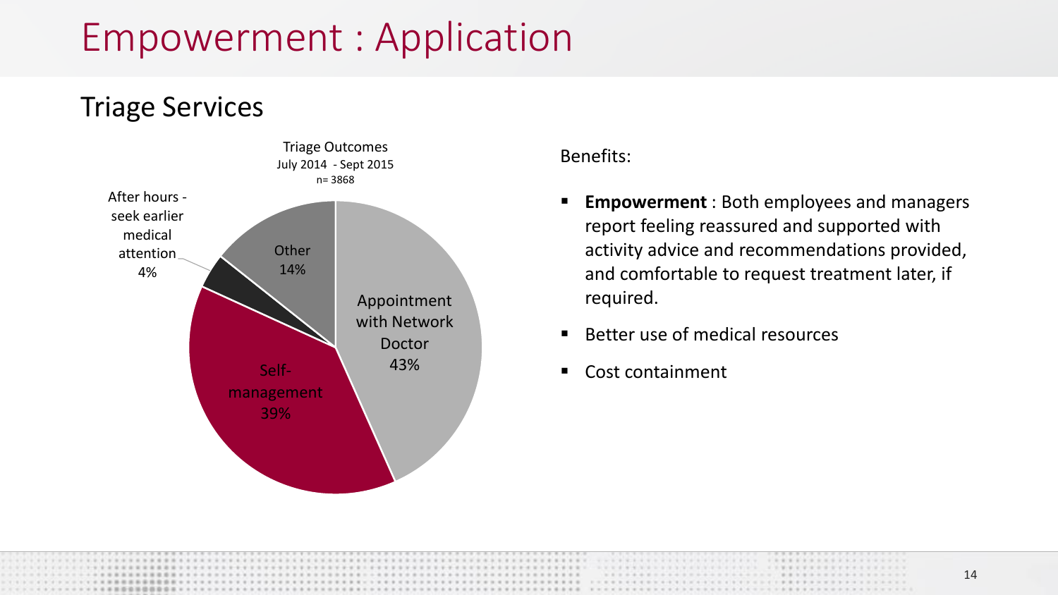# Empowerment : Application

## Triage Services

Triage Outcomes
July 2014 - Sept 2015
n= 3868

| Outcome | Percentage |
|---|---|
| Appointment with Network Doctor | 43% |
| Self-management | 39% |
| After hours - seek earlier medical attention | 4% |
| Other | 14% |

Benefits:

- **Empowerment** : Both employees and managers report feeling reassured and supported with activity advice and recommendations provided, and comfortable to request treatment later, if required.
- Better use of medical resources
- Cost containment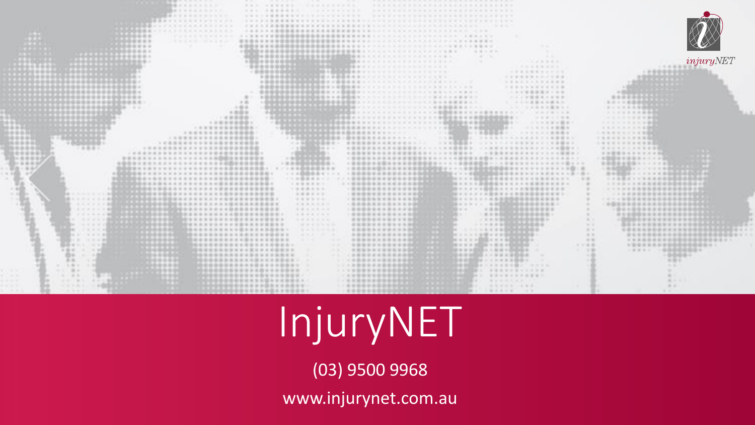# InjuryNET

(03) 9500 9968

www.injurynet.com.au